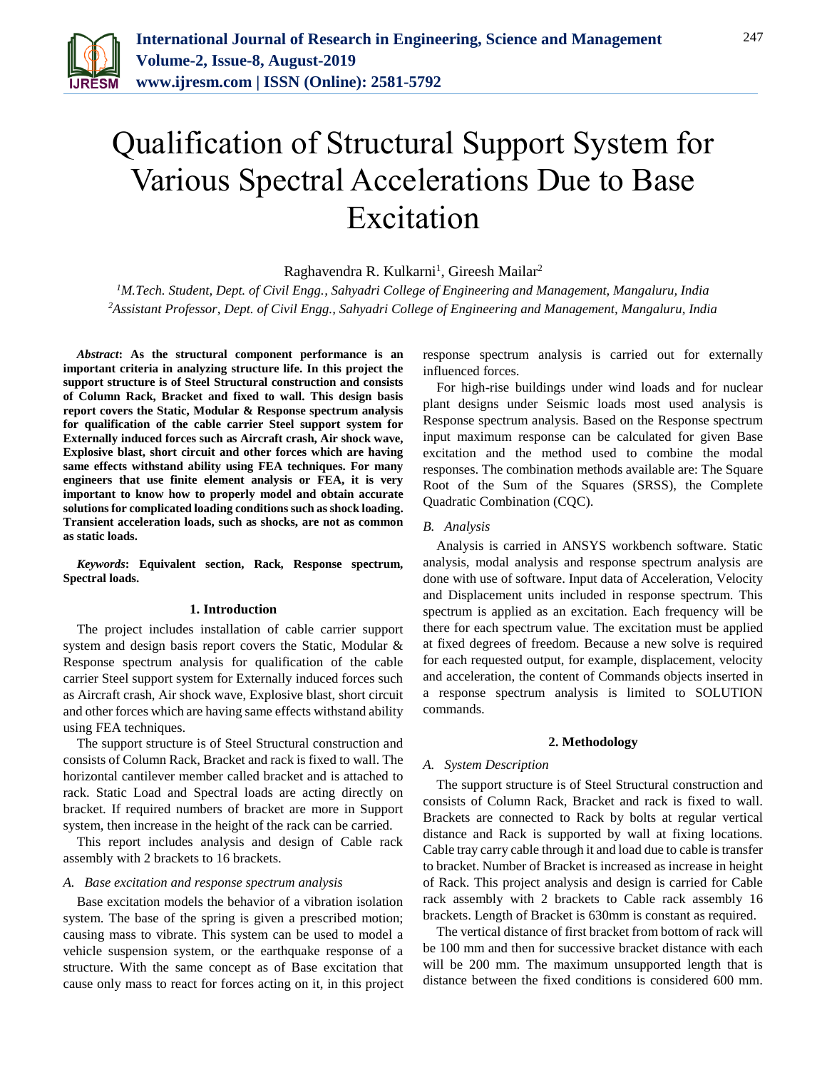# Qualification of Structural Support System for Various Spectral Accelerations Due to Base Excitation

Raghavendra R. Kulkarni[1], Gireesh Mailar[2]

[1]*M.Tech. Student, Dept. of Civil Engg., Sahyadri College of Engineering and Management, Mangaluru, India*
[2]*Assistant Professor, Dept. of Civil Engg., Sahyadri College of Engineering and Management, Mangaluru, India*

***Abstract*: As the structural component performance is an important criteria in analyzing structure life. In this project the support structure is of Steel Structural construction and consists of Column Rack, Bracket and fixed to wall. This design basis report covers the Static, Modular & Response spectrum analysis for qualification of the cable carrier Steel support system for Externally induced forces such as Aircraft crash, Air shock wave, Explosive blast, short circuit and other forces which are having same effects withstand ability using FEA techniques. For many engineers that use finite element analysis or FEA, it is very important to know how to properly model and obtain accurate solutions for complicated loading conditions such as shock loading. Transient acceleration loads, such as shocks, are not as common as static loads.**

***Keywords*: Equivalent section, Rack, Response spectrum, Spectral loads.**

## 1. Introduction

The project includes installation of cable carrier support system and design basis report covers the Static, Modular & Response spectrum analysis for qualification of the cable carrier Steel support system for Externally induced forces such as Aircraft crash, Air shock wave, Explosive blast, short circuit and other forces which are having same effects withstand ability using FEA techniques.

The support structure is of Steel Structural construction and consists of Column Rack, Bracket and rack is fixed to wall. The horizontal cantilever member called bracket and is attached to rack. Static Load and Spectral loads are acting directly on bracket. If required numbers of bracket are more in Support system, then increase in the height of the rack can be carried.

This report includes analysis and design of Cable rack assembly with 2 brackets to 16 brackets.

### *A. Base excitation and response spectrum analysis*

Base excitation models the behavior of a vibration isolation system. The base of the spring is given a prescribed motion; causing mass to vibrate. This system can be used to model a vehicle suspension system, or the earthquake response of a structure. With the same concept as of Base excitation that cause only mass to react for forces acting on it, in this project response spectrum analysis is carried out for externally influenced forces.

For high-rise buildings under wind loads and for nuclear plant designs under Seismic loads most used analysis is Response spectrum analysis. Based on the Response spectrum input maximum response can be calculated for given Base excitation and the method used to combine the modal responses. The combination methods available are: The Square Root of the Sum of the Squares (SRSS), the Complete Quadratic Combination (CQC).

### *B. Analysis*

Analysis is carried in ANSYS workbench software. Static analysis, modal analysis and response spectrum analysis are done with use of software. Input data of Acceleration, Velocity and Displacement units included in response spectrum. This spectrum is applied as an excitation. Each frequency will be there for each spectrum value. The excitation must be applied at fixed degrees of freedom. Because a new solve is required for each requested output, for example, displacement, velocity and acceleration, the content of Commands objects inserted in a response spectrum analysis is limited to SOLUTION commands.

## 2. Methodology

### *A. System Description*

The support structure is of Steel Structural construction and consists of Column Rack, Bracket and rack is fixed to wall. Brackets are connected to Rack by bolts at regular vertical distance and Rack is supported by wall at fixing locations. Cable tray carry cable through it and load due to cable is transfer to bracket. Number of Bracket is increased as increase in height of Rack. This project analysis and design is carried for Cable rack assembly with 2 brackets to Cable rack assembly 16 brackets. Length of Bracket is 630mm is constant as required.

The vertical distance of first bracket from bottom of rack will be 100 mm and then for successive bracket distance with each will be 200 mm. The maximum unsupported length that is distance between the fixed conditions is considered 600 mm.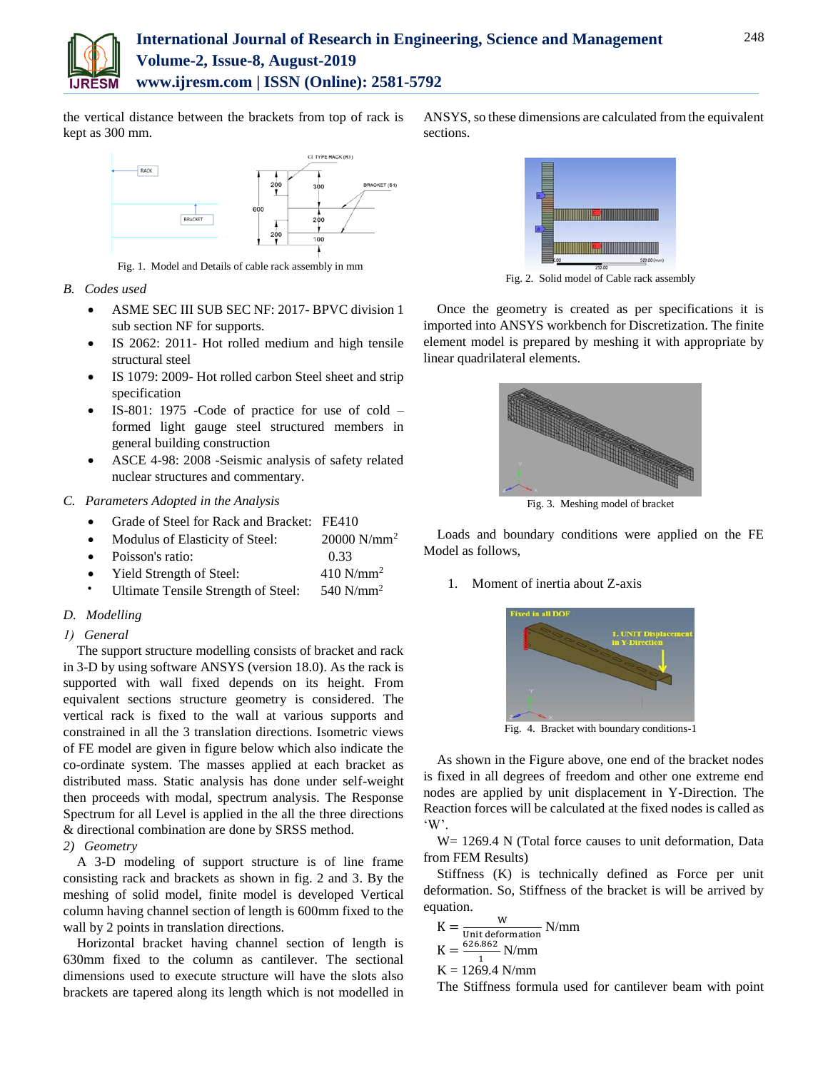the vertical distance between the brackets from top of rack is kept as 300 mm.

Fig. 1. Model and Details of cable rack assembly in mm

### B. Codes used

- ASME SEC III SUB SEC NF: 2017- BPVC division 1 sub section NF for supports.
- IS 2062: 2011- Hot rolled medium and high tensile structural steel
- IS 1079: 2009- Hot rolled carbon Steel sheet and strip specification
- IS-801: 1975 -Code of practice for use of cold –formed light gauge steel structured members in general building construction
- ASCE 4-98: 2008 -Seismic analysis of safety related nuclear structures and commentary.

### C. Parameters Adopted in the Analysis

- Grade of Steel for Rack and Bracket: FE410
- Modulus of Elasticity of Steel: 20000 $N/mm^2$
- Poisson's ratio: 0.33
- Yield Strength of Steel: 410 $N/mm^2$
- Ultimate Tensile Strength of Steel: 540 $N/mm^2$

### D. Modelling

#### 1) General

The support structure modelling consists of bracket and rack in 3-D by using software ANSYS (version 18.0). As the rack is supported with wall fixed depends on its height. From equivalent sections structure geometry is considered. The vertical rack is fixed to the wall at various supports and constrained in all the 3 translation directions. Isometric views of FE model are given in figure below which also indicate the co-ordinate system. The masses applied at each bracket as distributed mass. Static analysis has done under self-weight then proceeds with modal, spectrum analysis. The Response Spectrum for all Level is applied in the all the three directions & directional combination are done by SRSS method.

#### 2) Geometry

A 3-D modeling of support structure is of line frame consisting rack and brackets as shown in fig. 2 and 3. By the meshing of solid model, finite model is developed Vertical column having channel section of length is 600mm fixed to the wall by 2 points in translation directions.

Horizontal bracket having channel section of length is 630mm fixed to the column as cantilever. The sectional dimensions used to execute structure will have the slots also brackets are tapered along its length which is not modelled in ANSYS, so these dimensions are calculated from the equivalent sections.

Fig. 2. Solid model of Cable rack assembly

Once the geometry is created as per specifications it is imported into ANSYS workbench for Discretization. The finite element model is prepared by meshing it with appropriate by linear quadrilateral elements.

Fig. 3. Meshing model of bracket

Loads and boundary conditions were applied on the FE Model as follows,

1. Moment of inertia about Z-axis

Fig. 4. Bracket with boundary conditions-1

As shown in the Figure above, one end of the bracket nodes is fixed in all degrees of freedom and other one extreme end nodes are applied by unit displacement in Y-Direction. The Reaction forces will be calculated at the fixed nodes is called as 'W'.

W= 1269.4 N (Total force causes to unit deformation, Data from FEM Results)

Stiffness (K) is technically defined as Force per unit deformation. So, Stiffness of the bracket is will be arrived by equation.

$$K = \frac{W}{\text{Unit deformation}} \text{ N/mm}$$

$$K = \frac{626.862}{1} \text{ N/mm}$$

$$K = 1269.4 \text{ N/mm}$$

The Stiffness formula used for cantilever beam with point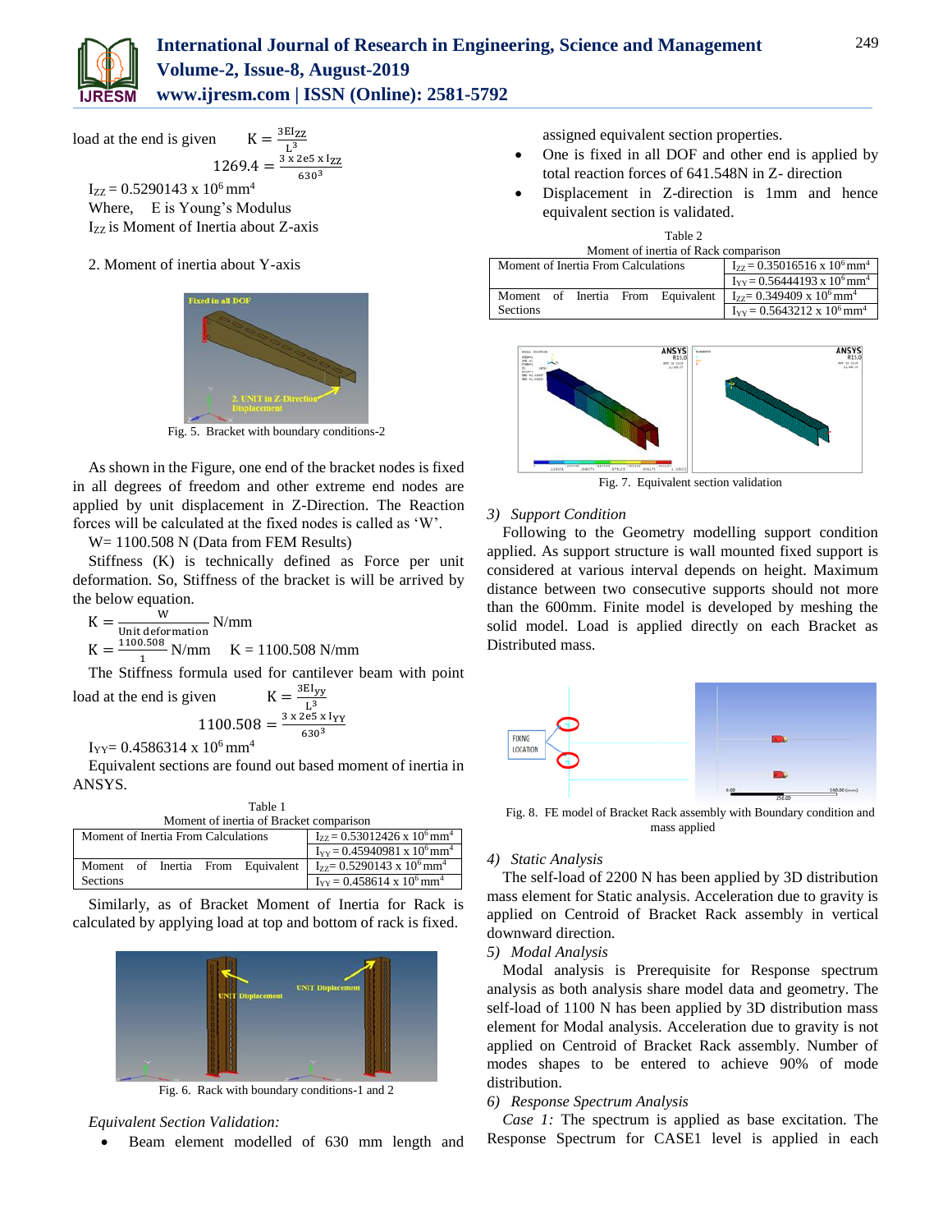load at the end is given $K = \frac{3EI_{ZZ}}{L^3}$

$$1269.4 = \frac{3 \times 2e5 \times I_{ZZ}}{630^3}$$

$I_{ZZ} = 0.5290143 \times 10^6 \text{ mm}^4$

Where, E is Young's Modulus

$I_{ZZ}$ is Moment of Inertia about Z-axis

2. Moment of inertia about Y-axis

Fig. 5. Bracket with boundary conditions-2

As shown in the Figure, one end of the bracket nodes is fixed in all degrees of freedom and other extreme end nodes are applied by unit displacement in Z-Direction. The Reaction forces will be calculated at the fixed nodes is called as 'W'.

W= 1100.508 N (Data from FEM Results)

Stiffness (K) is technically defined as Force per unit deformation. So, Stiffness of the bracket is will be arrived by the below equation.

$$K = \frac{W}{\text{Unit deformation}} \text{ N/mm}$$

$$K = \frac{1100.508}{1} \text{ N/mm} \quad K = 1100.508 \text{ N/mm}$$

The Stiffness formula used for cantilever beam with point load at the end is given $K = \frac{3EI_{yy}}{L^3}$

$$1100.508 = \frac{3 \times 2e5 \times I_{YY}}{630^3}$$

$I_{YY}= 0.4586314 \times 10^6 \text{ mm}^4$

Equivalent sections are found out based moment of inertia in ANSYS.

Table 1
Moment of inertia of Bracket comparison

| | |
|---|---|
| Moment of Inertia From Calculations | $I_{ZZ} = 0.53012426 \times 10^6 \text{ mm}^4$ |
| | $I_{YY} = 0.45940981 \times 10^6 \text{ mm}^4$ |
| Moment of Inertia From Equivalent Sections | $I_{ZZ}= 0.5290143 \times 10^6 \text{ mm}^4$ |
| | $I_{YY} = 0.458614 \times 10^6 \text{ mm}^4$ |

Similarly, as of Bracket Moment of Inertia for Rack is calculated by applying load at top and bottom of rack is fixed.

Fig. 6. Rack with boundary conditions-1 and 2

*Equivalent Section Validation:*

- Beam element modelled of 630 mm length and assigned equivalent section properties.
- One is fixed in all DOF and other end is applied by total reaction forces of 641.548N in Z- direction
- Displacement in Z-direction is 1mm and hence equivalent section is validated.

Table 2
Moment of inertia of Rack comparison

| | |
|---|---|
| Moment of Inertia From Calculations | $I_{ZZ} = 0.35016516 \times 10^6 \text{ mm}^4$ |
| | $I_{YY} = 0.56444193 \times 10^6 \text{ mm}^4$ |
| Moment of Inertia From Equivalent Sections | $I_{ZZ}= 0.349409 \times 10^6 \text{ mm}^4$ |
| | $I_{YY} = 0.5643212 \times 10^6 \text{ mm}^4$ |

Fig. 7. Equivalent section validation

*3) Support Condition*

Following to the Geometry modelling support condition applied. As support structure is wall mounted fixed support is considered at various interval depends on height. Maximum distance between two consecutive supports should not more than the 600mm. Finite model is developed by meshing the solid model. Load is applied directly on each Bracket as Distributed mass.

Fig. 8. FE model of Bracket Rack assembly with Boundary condition and mass applied

*4) Static Analysis*

The self-load of 2200 N has been applied by 3D distribution mass element for Static analysis. Acceleration due to gravity is applied on Centroid of Bracket Rack assembly in vertical downward direction.

*5) Modal Analysis*

Modal analysis is Prerequisite for Response spectrum analysis as both analysis share model data and geometry. The self-load of 1100 N has been applied by 3D distribution mass element for Modal analysis. Acceleration due to gravity is not applied on Centroid of Bracket Rack assembly. Number of modes shapes to be entered to achieve 90% of mode distribution.

*6) Response Spectrum Analysis*

*Case 1:* The spectrum is applied as base excitation. The Response Spectrum for CASE1 level is applied in each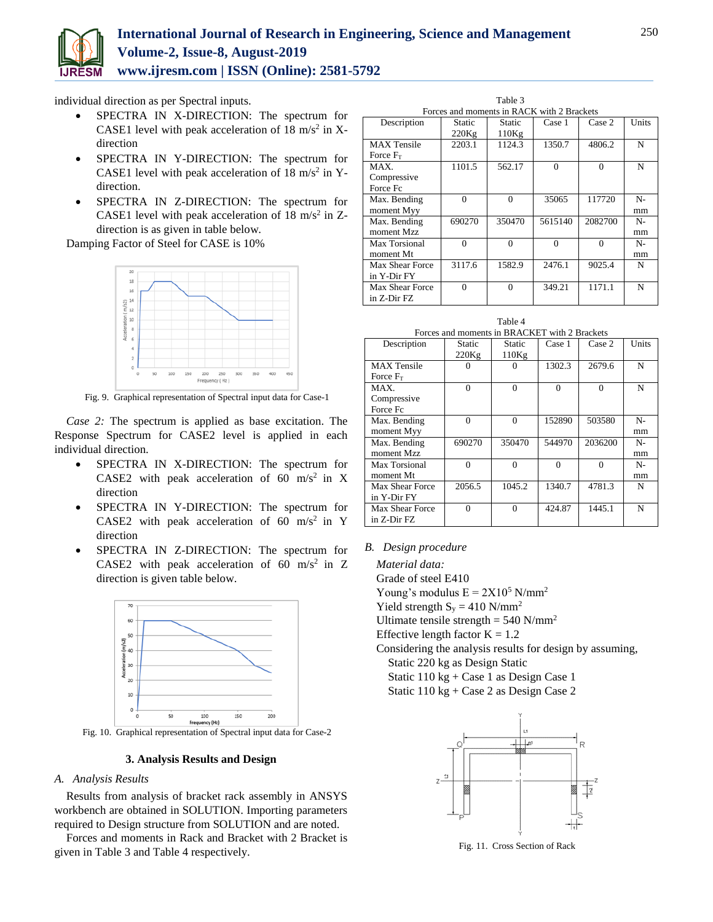individual direction as per Spectral inputs.

- SPECTRA IN X-DIRECTION: The spectrum for CASE1 level with peak acceleration of 18 $m/s^2$ in X-direction
- SPECTRA IN Y-DIRECTION: The spectrum for CASE1 level with peak acceleration of 18 $m/s^2$ in Y-direction.
- SPECTRA IN Z-DIRECTION: The spectrum for CASE1 level with peak acceleration of 18 $m/s^2$ in Z-direction is as given in table below.

Damping Factor of Steel for CASE is 10%

Fig. 9. Graphical representation of Spectral input data for Case-1

*Case 2:* The spectrum is applied as base excitation. The Response Spectrum for CASE2 level is applied in each individual direction.

- SPECTRA IN X-DIRECTION: The spectrum for CASE2 with peak acceleration of 60 $m/s^2$ in X direction
- SPECTRA IN Y-DIRECTION: The spectrum for CASE2 with peak acceleration of 60 $m/s^2$ in Y direction
- SPECTRA IN Z-DIRECTION: The spectrum for CASE2 with peak acceleration of 60 $m/s^2$ in Z direction is given table below.

Fig. 10. Graphical representation of Spectral input data for Case-2

## 3. Analysis Results and Design

### A. Analysis Results

Results from analysis of bracket rack assembly in ANSYS workbench are obtained in SOLUTION. Importing parameters required to Design structure from SOLUTION and are noted.

Forces and moments in Rack and Bracket with 2 Bracket is given in Table 3 and Table 4 respectively.

Table 3
Forces and moments in RACK with 2 Brackets

| Description | Static 220Kg | Static 110Kg | Case 1 | Case 2 | Units |
|---|---|---|---|---|---|
| MAX Tensile Force $F_T$ | 2203.1 | 1124.3 | 1350.7 | 4806.2 | N |
| MAX. Compressive Force Fc | 1101.5 | 562.17 | 0 | 0 | N |
| Max. Bending moment Myy | 0 | 0 | 35065 | 117720 | N-mm |
| Max. Bending moment Mzz | 690270 | 350470 | 5615140 | 2082700 | N-mm |
| Max Torsional moment Mt | 0 | 0 | 0 | 0 | N-mm |
| Max Shear Force in Y-Dir FY | 3117.6 | 1582.9 | 2476.1 | 9025.4 | N |
| Max Shear Force in Z-Dir FZ | 0 | 0 | 349.21 | 1171.1 | N |

Table 4
Forces and moments in BRACKET with 2 Brackets

| Description | Static 220Kg | Static 110Kg | Case 1 | Case 2 | Units |
|---|---|---|---|---|---|
| MAX Tensile Force $F_T$ | 0 | 0 | 1302.3 | 2679.6 | N |
| MAX. Compressive Force Fc | 0 | 0 | 0 | 0 | N |
| Max. Bending moment Myy | 0 | 0 | 152890 | 503580 | N-mm |
| Max. Bending moment Mzz | 690270 | 350470 | 544970 | 2036200 | N-mm |
| Max Torsional moment Mt | 0 | 0 | 0 | 0 | N-mm |
| Max Shear Force in Y-Dir FY | 2056.5 | 1045.2 | 1340.7 | 4781.3 | N |
| Max Shear Force in Z-Dir FZ | 0 | 0 | 424.87 | 1445.1 | N |

### B. Design procedure

*Material data:*

Grade of steel E410

Young's modulus E = $2X10^5$ $N/mm^2$

Yield strength $S_y$ = 410 $N/mm^2$

Ultimate tensile strength = 540 $N/mm^2$

Effective length factor K = 1.2

Considering the analysis results for design by assuming,

Static 220 kg as Design Static

Static 110 kg + Case 1 as Design Case 1

Static 110 kg + Case 2 as Design Case 2

Fig. 11. Cross Section of Rack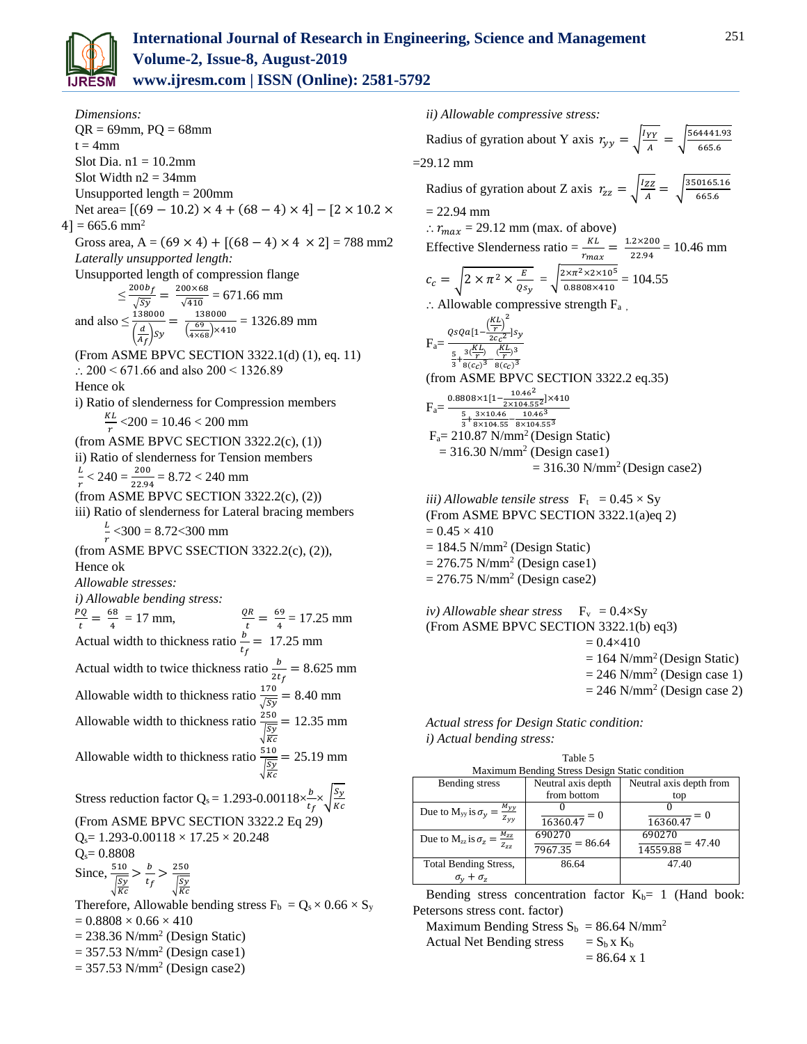*Dimensions:*

QR = 69mm, PQ = 68mm

t = 4mm

Slot Dia. n1 = 10.2mm

Slot Width n2 = 34mm

Unsupported length = 200mm

Net area= $[(69 - 10.2) \times 4 + (68 - 4) \times 4] - [2 \times 10.2 \times 4] = 665.6$ mm$^2$

Gross area, A = $(69 \times 4) + [(68 - 4) \times 4 \times 2]$ = 788 mm2

*Laterally unsupported length:*

Unsupported length of compression flange

$\leq \frac{200 b_f}{\sqrt{Sy}} = \frac{200 \times 68}{\sqrt{410}} = 671.66$ mm

and also $\leq \frac{138000}{\left(\frac{d}{A_f}\right) Sy} = \frac{138000}{\left(\frac{69}{4 \times 68}\right) \times 410} = 1326.89$ mm

(From ASME BPVC SECTION 3322.1(d) (1), eq. 11)

$\therefore$ 200 < 671.66 and also 200 < 1326.89

Hence ok

i) Ratio of slenderness for Compression members

$\frac{KL}{r} < 200 = 10.46 < 200$ mm

(from ASME BPVC SECTION 3322.2(c), (1))

ii) Ratio of slenderness for Tension members

$\frac{L}{r} < 240 = \frac{200}{22.94} = 8.72 < 240$ mm

(from ASME BPVC SECTION 3322.2(c), (2))

iii) Ratio of slenderness for Lateral bracing members

$\frac{L}{r} < 300 = 8.72 < 300$ mm

(from ASME BPVC SSECTION 3322.2(c), (2)),

Hence ok

*Allowable stresses:*

*i) Allowable bending stress:*

$\frac{PQ}{t} = \frac{68}{4} = 17$ mm, $\quad \frac{QR}{t} = \frac{69}{4} = 17.25$ mm

Actual width to thickness ratio $\frac{b}{t_f} = 17.25$ mm

Actual width to twice thickness ratio $\frac{b}{2t_f} = 8.625$ mm

Allowable width to thickness ratio $\frac{170}{\sqrt{Sy}} = 8.40$ mm

Allowable width to thickness ratio $\frac{250}{\sqrt{\frac{Sy}{Kc}}} = 12.35$ mm

Allowable width to thickness ratio $\frac{510}{\sqrt{\frac{Sy}{Kc}}} = 25.19$ mm

Stress reduction factor $Q_s = 1.293 - 0.00118 \times \frac{b}{t_f} \times \sqrt{\frac{Sy}{Kc}}$

(From ASME BPVC SECTION 3322.2 Eq 29)

$Q_s = 1.293 - 0.00118 \times 17.25 \times 20.248$

$Q_s = 0.8808$

Since, $\frac{510}{\sqrt{\frac{Sy}{Kc}}} > \frac{b}{t_f} > \frac{250}{\sqrt{\frac{Sy}{Kc}}}$

Therefore, Allowable bending stress $F_b = Q_s \times 0.66 \times S_y$

$= 0.8808 \times 0.66 \times 410$

= 238.36 N/mm$^2$ (Design Static)

= 357.53 N/mm$^2$ (Design case1)

= 357.53 N/mm$^2$ (Design case2)

*ii) Allowable compressive stress:*

Radius of gyration about Y axis $r_{yy} = \sqrt{\frac{I_{YY}}{A}} = \sqrt{\frac{564441.93}{665.6}}$ =29.12 mm

Radius of gyration about Z axis $r_{zz} = \sqrt{\frac{I_{ZZ}}{A}} = \sqrt{\frac{350165.16}{665.6}}$ = 22.94 mm

$\therefore r_{max}$ = 29.12 mm (max. of above)

Effective Slenderness ratio = $\frac{KL}{r_{max}} = \frac{1.2 \times 200}{22.94} = 10.46$ mm

$$c_c = \sqrt{2 \times \pi^2 \times \frac{E}{Q s_y}} = \sqrt{\frac{2 \times \pi^2 \times 2 \times 10^5}{0.8808 \times 410}} = 104.55$$

$\therefore$ Allowable compressive strength $F_a$ ,

$$F_a = \frac{Qs Qa \left[1 - \frac{\left(\frac{KL}{r}\right)^2}{2 c c^2}\right] S_y}{\frac{5}{3} + \frac{3\left(\frac{KL}{r}\right)}{8 (c_c)^3} - \frac{\left(\frac{KL}{r}\right)^3}{8 (c_c)^3}}$$

(from ASME BPVC SECTION 3322.2 eq.35)

$$F_a = \frac{0.8808 \times 1 \left[1 - \frac{10.46^2}{2 \times 104.55^2}\right] \times 410}{\frac{5}{3} + \frac{3 \times 10.46}{8 \times 104.55} - \frac{10.46^3}{8 \times 104.55^3}}$$

$F_a$ = 210.87 N/mm$^2$ (Design Static)

= 316.30 N/mm$^2$ (Design case1)

= 316.30 N/mm$^2$ (Design case2)

*iii) Allowable tensile stress* $F_t = 0.45 \times Sy$

(From ASME BPVC SECTION 3322.1(a)eq 2)

$= 0.45 \times 410$

= 184.5 N/mm$^2$ (Design Static)

= 276.75 N/mm$^2$ (Design case1)

= 276.75 N/mm$^2$ (Design case2)

*iv) Allowable shear stress* $F_v = 0.4 \times Sy$

(From ASME BPVC SECTION 3322.1(b) eq3)

$= 0.4 \times 410$

= 164 N/mm$^2$ (Design Static)

= 246 N/mm$^2$ (Design case 1)

= 246 N/mm$^2$ (Design case 2)

*Actual stress for Design Static condition:*

*i) Actual bending stress:*

Table 5
Maximum Bending Stress Design Static condition

| Bending stress | Neutral axis depth from bottom | Neutral axis depth from top |
|---|---|---|
| Due to $M_{yy}$ is $\sigma_y = \frac{M_{yy}}{Z_{yy}}$ | $\frac{0}{16360.47} = 0$ | $\frac{0}{16360.47} = 0$ |
| Due to $M_{zz}$ is $\sigma_z = \frac{M_{zz}}{Z_{zz}}$ | $\frac{690270}{7967.35} = 86.64$ | $\frac{690270}{14559.88} = 47.40$ |
| Total Bending Stress, $\sigma_y + \sigma_z$ | 86.64 | 47.40 |

Bending stress concentration factor $K_b$= 1 (Hand book: Petersons stress cont. factor)

Maximum Bending Stress $S_b$ = 86.64 N/mm$^2$

Actual Net Bending stress $= S_b \times K_b$

$= 86.64 \times 1$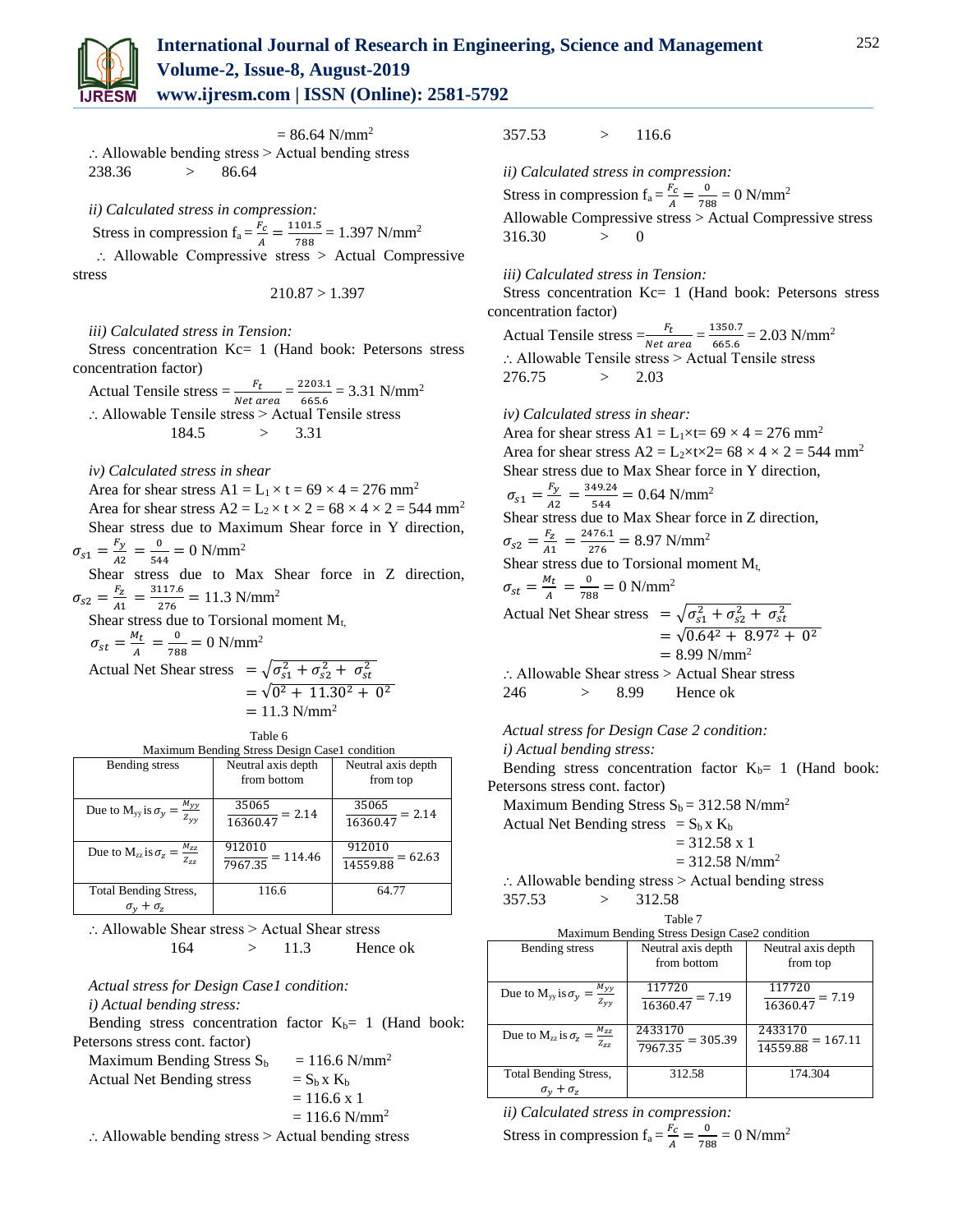$= 86.64$ N/mm$^2$

∴ Allowable bending stress > Actual bending stress

238.36 > 86.64

*ii) Calculated stress in compression:*

Stress in compression $f_a = \frac{F_c}{A} = \frac{1101.5}{788} = 1.397$ N/mm$^2$

∴ Allowable Compressive stress > Actual Compressive stress

210.87 > 1.397

*iii) Calculated stress in Tension:*

Stress concentration Kc= 1 (Hand book: Petersons stress concentration factor)

Actual Tensile stress $= \frac{F_t}{Net\ area} = \frac{2203.1}{665.6} = 3.31$ N/mm$^2$

∴ Allowable Tensile stress > Actual Tensile stress

184.5 > 3.31

*iv) Calculated stress in shear*

Area for shear stress $A1 = L_1 \times t = 69 \times 4 = 276$ mm$^2$

Area for shear stress $A2 = L_2 \times t \times 2 = 68 \times 4 \times 2 = 544$ mm$^2$

Shear stress due to Maximum Shear force in Y direction, $\sigma_{s1} = \frac{F_y}{A2} = \frac{0}{544} = 0$ N/mm$^2$

Shear stress due to Max Shear force in Z direction, $\sigma_{s2} = \frac{F_z}{A1} = \frac{3117.6}{276} = 11.3$ N/mm$^2$

Shear stress due to Torsional moment $M_t$,

$\sigma_{st} = \frac{M_t}{A} = \frac{0}{788} = 0$ N/mm$^2$

Actual Net Shear stress $= \sqrt{\sigma_{s1}^2 + \sigma_{s2}^2 + \sigma_{st}^2}$

$= \sqrt{0^2 + 11.30^2 + 0^2}$

$= 11.3$ N/mm$^2$

Table 6
Maximum Bending Stress Design Case1 condition

| Bending stress | Neutral axis depth from bottom | Neutral axis depth from top |
|---|---|---|
| Due to $M_{yy}$ is $\sigma_y = \frac{M_{yy}}{Z_{yy}}$ | $\frac{35065}{16360.47} = 2.14$ | $\frac{35065}{16360.47} = 2.14$ |
| Due to $M_{zz}$ is $\sigma_z = \frac{M_{zz}}{Z_{zz}}$ | $\frac{912010}{7967.35} = 114.46$ | $\frac{912010}{14559.88} = 62.63$ |
| Total Bending Stress, $\sigma_y + \sigma_z$ | 116.6 | 64.77 |

∴ Allowable Shear stress > Actual Shear stress

164 > 11.3 Hence ok

*Actual stress for Design Case1 condition:*

*i) Actual bending stress:*

Bending stress concentration factor $K_b$= 1 (Hand book: Petersons stress cont. factor)

Maximum Bending Stress $S_b$ = 116.6 N/mm$^2$

Actual Net Bending stress $= S_b \times K_b$

$= 116.6 \times 1$

$= 116.6$ N/mm$^2$

∴ Allowable bending stress > Actual bending stress

357.53 > 116.6

*ii) Calculated stress in compression:*

Stress in compression $f_a = \frac{F_c}{A} = \frac{0}{788} = 0$ N/mm$^2$

Allowable Compressive stress > Actual Compressive stress

316.30 > 0

*iii) Calculated stress in Tension:*

Stress concentration Kc= 1 (Hand book: Petersons stress concentration factor)

Actual Tensile stress $= \frac{F_t}{Net\ area} = \frac{1350.7}{665.6} = 2.03$ N/mm$^2$

∴ Allowable Tensile stress > Actual Tensile stress

276.75 > 2.03

*iv) Calculated stress in shear:*

Area for shear stress $A1 = L_1 \times t = 69 \times 4 = 276$ mm$^2$

Area for shear stress $A2 = L_2 \times t \times 2 = 68 \times 4 \times 2 = 544$ mm$^2$

Shear stress due to Max Shear force in Y direction,

$\sigma_{s1} = \frac{F_y}{A2} = \frac{349.24}{544} = 0.64$ N/mm$^2$

Shear stress due to Max Shear force in Z direction,

$\sigma_{s2} = \frac{F_z}{A1} = \frac{2476.1}{276} = 8.97$ N/mm$^2$

Shear stress due to Torsional moment $M_t$,

$\sigma_{st} = \frac{M_t}{A} = \frac{0}{788} = 0$ N/mm$^2$

Actual Net Shear stress $= \sqrt{\sigma_{s1}^2 + \sigma_{s2}^2 + \sigma_{st}^2}$

$= \sqrt{0.64^2 + 8.97^2 + 0^2}$

$= 8.99$ N/mm$^2$

∴ Allowable Shear stress > Actual Shear stress

246 > 8.99 Hence ok

*Actual stress for Design Case 2 condition:*

*i) Actual bending stress:*

Bending stress concentration factor $K_b$= 1 (Hand book: Petersons stress cont. factor)

Maximum Bending Stress $S_b$ = 312.58 N/mm$^2$

Actual Net Bending stress $= S_b \times K_b$

$= 312.58 \times 1$

$= 312.58$ N/mm$^2$

∴ Allowable bending stress > Actual bending stress

357.53 > 312.58

Table 7
Maximum Bending Stress Design Case2 condition

| Bending stress | Neutral axis depth from bottom | Neutral axis depth from top |
|---|---|---|
| Due to $M_{yy}$ is $\sigma_y = \frac{M_{yy}}{Z_{yy}}$ | $\frac{117720}{16360.47} = 7.19$ | $\frac{117720}{16360.47} = 7.19$ |
| Due to $M_{zz}$ is $\sigma_z = \frac{M_{zz}}{Z_{zz}}$ | $\frac{2433170}{7967.35} = 305.39$ | $\frac{2433170}{14559.88} = 167.11$ |
| Total Bending Stress, $\sigma_y + \sigma_z$ | 312.58 | 174.304 |

*ii) Calculated stress in compression:*

Stress in compression $f_a = \frac{F_c}{A} = \frac{0}{788} = 0$ N/mm$^2$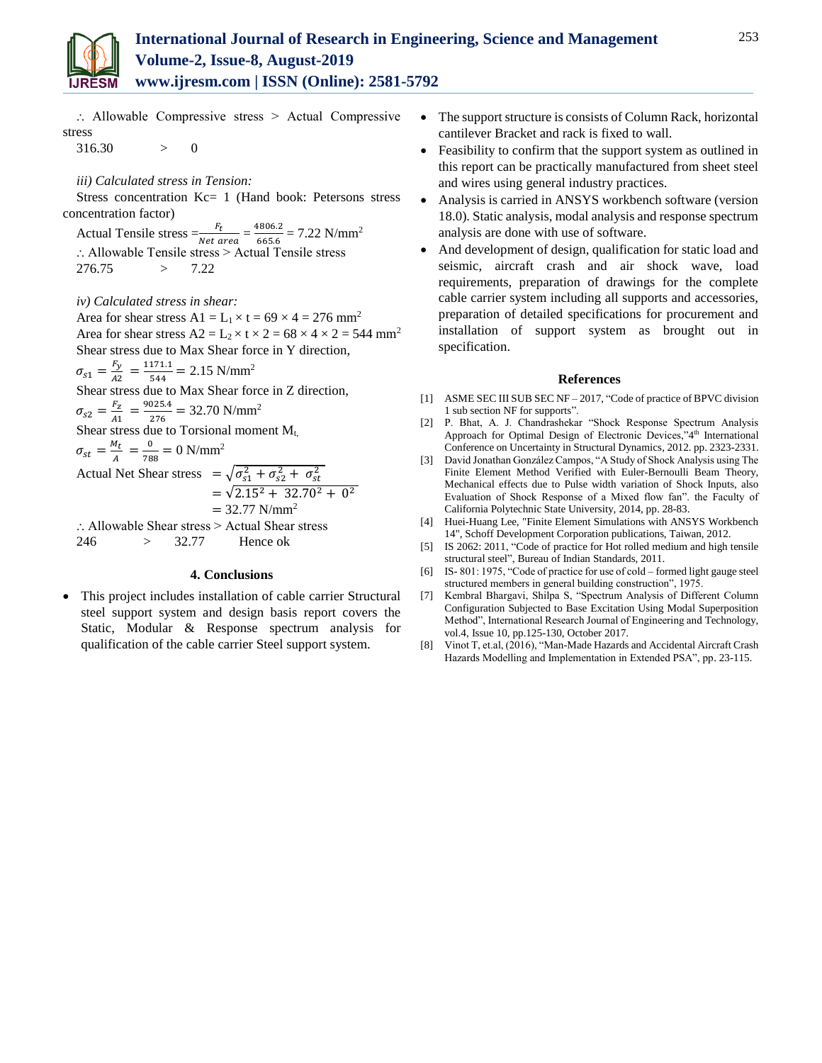∴ Allowable Compressive stress > Actual Compressive stress

316.30 > 0

*iii) Calculated stress in Tension:*

Stress concentration Kc= 1 (Hand book: Petersons stress concentration factor)

Actual Tensile stress $= \frac{F_t}{Net\ area} = \frac{4806.2}{665.6} = 7.22$ N/mm$^2$

∴ Allowable Tensile stress > Actual Tensile stress

276.75 > 7.22

*iv) Calculated stress in shear:*

Area for shear stress A1 = $L_1 \times t = 69 \times 4 = 276$ mm$^2$

Area for shear stress A2 = $L_2 \times t \times 2 = 68 \times 4 \times 2 = 544$ mm$^2$

Shear stress due to Max Shear force in Y direction,

$\sigma_{s1} = \frac{F_y}{A2} = \frac{1171.1}{544} = 2.15$ N/mm$^2$

Shear stress due to Max Shear force in Z direction,

$\sigma_{s2} = \frac{F_z}{A1} = \frac{9025.4}{276} = 32.70$ N/mm$^2$

Shear stress due to Torsional moment $M_t$,

$\sigma_{st} = \frac{M_t}{A} = \frac{0}{788} = 0$ N/mm$^2$

Actual Net Shear stress $= \sqrt{\sigma_{s1}^2 + \sigma_{s2}^2 + \sigma_{st}^2}$

$= \sqrt{2.15^2 + 32.70^2 + 0^2}$

$= 32.77$ N/mm$^2$

∴ Allowable Shear stress > Actual Shear stress

246 > 32.77 Hence ok

## 4. Conclusions

- This project includes installation of cable carrier Structural steel support system and design basis report covers the Static, Modular & Response spectrum analysis for qualification of the cable carrier Steel support system.
- The support structure is consists of Column Rack, horizontal cantilever Bracket and rack is fixed to wall.
- Feasibility to confirm that the support system as outlined in this report can be practically manufactured from sheet steel and wires using general industry practices.
- Analysis is carried in ANSYS workbench software (version 18.0). Static analysis, modal analysis and response spectrum analysis are done with use of software.
- And development of design, qualification for static load and seismic, aircraft crash and air shock wave, load requirements, preparation of drawings for the complete cable carrier system including all supports and accessories, preparation of detailed specifications for procurement and installation of support system as brought out in specification.

## References

[1] ASME SEC III SUB SEC NF – 2017, "Code of practice of BPVC division 1 sub section NF for supports".

[2] P. Bhat, A. J. Chandrashekar "Shock Response Spectrum Analysis Approach for Optimal Design of Electronic Devices,"4th International Conference on Uncertainty in Structural Dynamics, 2012. pp. 2323-2331.

[3] David Jonathan González Campos, "A Study of Shock Analysis using The Finite Element Method Verified with Euler-Bernoulli Beam Theory, Mechanical effects due to Pulse width variation of Shock Inputs, also Evaluation of Shock Response of a Mixed flow fan". the Faculty of California Polytechnic State University, 2014, pp. 28-83.

[4] Huei-Huang Lee, "Finite Element Simulations with ANSYS Workbench 14", Schoff Development Corporation publications, Taiwan, 2012.

[5] IS 2062: 2011, "Code of practice for Hot rolled medium and high tensile structural steel", Bureau of Indian Standards, 2011.

[6] IS- 801: 1975, "Code of practice for use of cold – formed light gauge steel structured members in general building construction", 1975.

[7] Kembral Bhargavi, Shilpa S, "Spectrum Analysis of Different Column Configuration Subjected to Base Excitation Using Modal Superposition Method", International Research Journal of Engineering and Technology, vol.4, Issue 10, pp.125-130, October 2017.

[8] Vinot T, et.al, (2016), "Man-Made Hazards and Accidental Aircraft Crash Hazards Modelling and Implementation in Extended PSA", pp. 23-115.